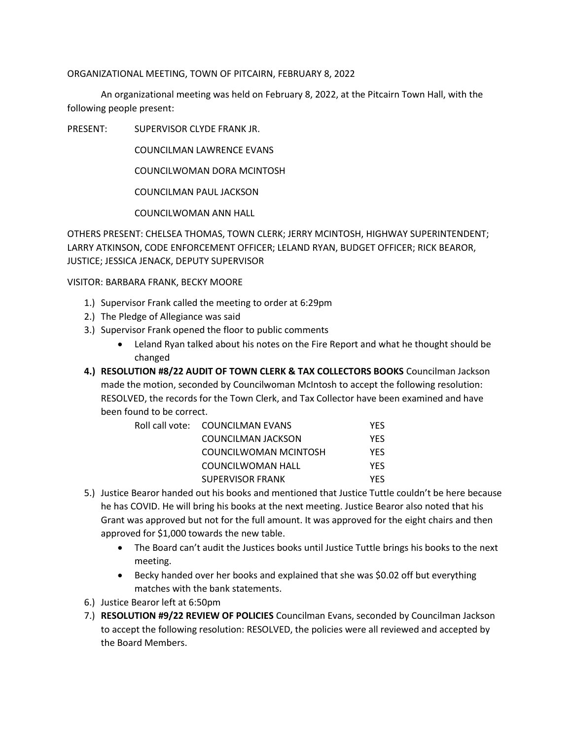ORGANIZATIONAL MEETING, TOWN OF PITCAIRN, FEBRUARY 8, 2022

An organizational meeting was held on February 8, 2022, at the Pitcairn Town Hall, with the following people present:

PRESENT: SUPERVISOR CLYDE FRANK JR.

COUNCILMAN LAWRENCE EVANS

COUNCILWOMAN DORA MCINTOSH

COUNCILMAN PAUL JACKSON

COUNCILWOMAN ANN HALL

OTHERS PRESENT: CHELSEA THOMAS, TOWN CLERK; JERRY MCINTOSH, HIGHWAY SUPERINTENDENT; LARRY ATKINSON, CODE ENFORCEMENT OFFICER; LELAND RYAN, BUDGET OFFICER; RICK BEAROR, JUSTICE; JESSICA JENACK, DEPUTY SUPERVISOR

VISITOR: BARBARA FRANK, BECKY MOORE

1.) Supervisor Frank called the meeting to order at 6:29pm
2.) The Pledge of Allegiance was said
3.) Supervisor Frank opened the floor to public comments
    - Leland Ryan talked about his notes on the Fire Report and what he thought should be changed
4.) **RESOLUTION #8/22 AUDIT OF TOWN CLERK & TAX COLLECTORS BOOKS** Councilman Jackson made the motion, seconded by Councilwoman McIntosh to accept the following resolution: RESOLVED, the records for the Town Clerk, and Tax Collector have been examined and have been found to be correct.

| Roll call vote: | COUNCILMAN EVANS | YES |
|---|---|---|
| | COUNCILMAN JACKSON | YES |
| | COUNCILWOMAN MCINTOSH | YES |
| | COUNCILWOMAN HALL | YES |
| | SUPERVISOR FRANK | YES |

5.) Justice Bearor handed out his books and mentioned that Justice Tuttle couldn't be here because he has COVID. He will bring his books at the next meeting. Justice Bearor also noted that his Grant was approved but not for the full amount. It was approved for the eight chairs and then approved for $1,000 towards the new table.
    - The Board can't audit the Justices books until Justice Tuttle brings his books to the next meeting.
    - Becky handed over her books and explained that she was $0.02 off but everything matches with the bank statements.
6.) Justice Bearor left at 6:50pm
7.) **RESOLUTION #9/22 REVIEW OF POLICIES** Councilman Evans, seconded by Councilman Jackson to accept the following resolution: RESOLVED, the policies were all reviewed and accepted by the Board Members.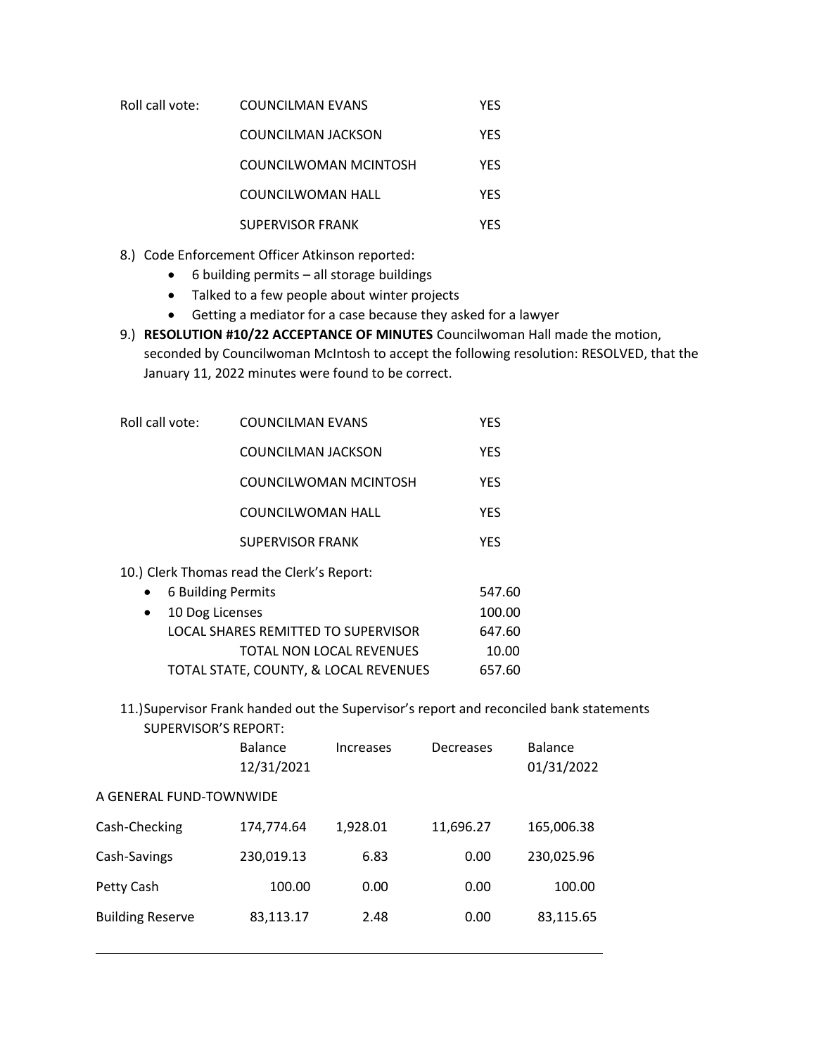| Roll call vote: | COUNCILMAN EVANS | YES |
|---|---|---|
| | COUNCILMAN JACKSON | YES |
| | COUNCILWOMAN MCINTOSH | YES |
| | COUNCILWOMAN HALL | YES |
| | SUPERVISOR FRANK | YES |

8.) Code Enforcement Officer Atkinson reported:

- 6 building permits – all storage buildings
- Talked to a few people about winter projects
- Getting a mediator for a case because they asked for a lawyer

9.) **RESOLUTION #10/22 ACCEPTANCE OF MINUTES** Councilwoman Hall made the motion, seconded by Councilwoman McIntosh to accept the following resolution: RESOLVED, that the January 11, 2022 minutes were found to be correct.

| Roll call vote: | COUNCILMAN EVANS | YES |
|---|---|---|
| | COUNCILMAN JACKSON | YES |
| | COUNCILWOMAN MCINTOSH | YES |
| | COUNCILWOMAN HALL | YES |
| | SUPERVISOR FRANK | YES |

10.) Clerk Thomas read the Clerk's Report:

| | |
|---|---|
| • 6 Building Permits | 547.60 |
| • 10 Dog Licenses | 100.00 |
| LOCAL SHARES REMITTED TO SUPERVISOR | 647.60 |
| TOTAL NON LOCAL REVENUES | 10.00 |
| TOTAL STATE, COUNTY, & LOCAL REVENUES | 657.60 |

11.) Supervisor Frank handed out the Supervisor's report and reconciled bank statements

SUPERVISOR'S REPORT:

| | Balance 12/31/2021 | Increases | Decreases | Balance 01/31/2022 |
|---|---|---|---|---|
| A GENERAL FUND-TOWNWIDE | | | | |
| Cash-Checking | 174,774.64 | 1,928.01 | 11,696.27 | 165,006.38 |
| Cash-Savings | 230,019.13 | 6.83 | 0.00 | 230,025.96 |
| Petty Cash | 100.00 | 0.00 | 0.00 | 100.00 |
| Building Reserve | 83,113.17 | 2.48 | 0.00 | 83,115.65 |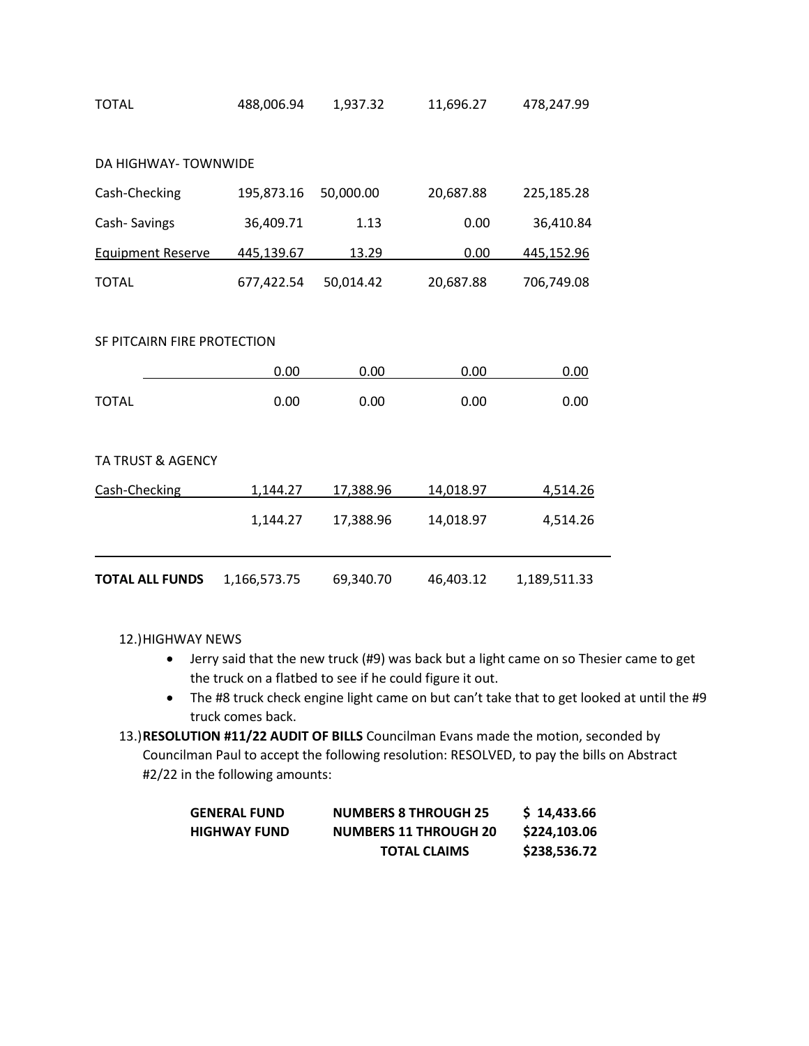| | | | | |
|---|---|---|---|---|
| TOTAL | 488,006.94 | 1,937.32 | 11,696.27 | 478,247.99 |
| | | | | |
| DA HIGHWAY- TOWNWIDE | | | | |
| Cash-Checking | 195,873.16 | 50,000.00 | 20,687.88 | 225,185.28 |
| Cash- Savings | 36,409.71 | 1.13 | 0.00 | 36,410.84 |
| Equipment Reserve | 445,139.67 | 13.29 | 0.00 | 445,152.96 |
| TOTAL | 677,422.54 | 50,014.42 | 20,687.88 | 706,749.08 |
| | | | | |
| SF PITCAIRN FIRE PROTECTION | | | | |
| | 0.00 | 0.00 | 0.00 | 0.00 |
| TOTAL | 0.00 | 0.00 | 0.00 | 0.00 |
| | | | | |
| TA TRUST & AGENCY | | | | |
| Cash-Checking | 1,144.27 | 17,388.96 | 14,018.97 | 4,514.26 |
| | 1,144.27 | 17,388.96 | 14,018.97 | 4,514.26 |
| | | | | |
| **TOTAL ALL FUNDS** | 1,166,573.75 | 69,340.70 | 46,403.12 | 1,189,511.33 |

12.) HIGHWAY NEWS

- Jerry said that the new truck (#9) was back but a light came on so Thesier came to get the truck on a flatbed to see if he could figure it out.
- The #8 truck check engine light came on but can't take that to get looked at until the #9 truck comes back.

13.) **RESOLUTION #11/22 AUDIT OF BILLS** Councilman Evans made the motion, seconded by Councilman Paul to accept the following resolution: RESOLVED, to pay the bills on Abstract #2/22 in the following amounts:

| | | |
|---|---|---|
| **GENERAL FUND** | **NUMBERS 8 THROUGH 25** | **$ 14,433.66** |
| **HIGHWAY FUND** | **NUMBERS 11 THROUGH 20** | **$224,103.06** |
| | **TOTAL CLAIMS** | **$238,536.72** |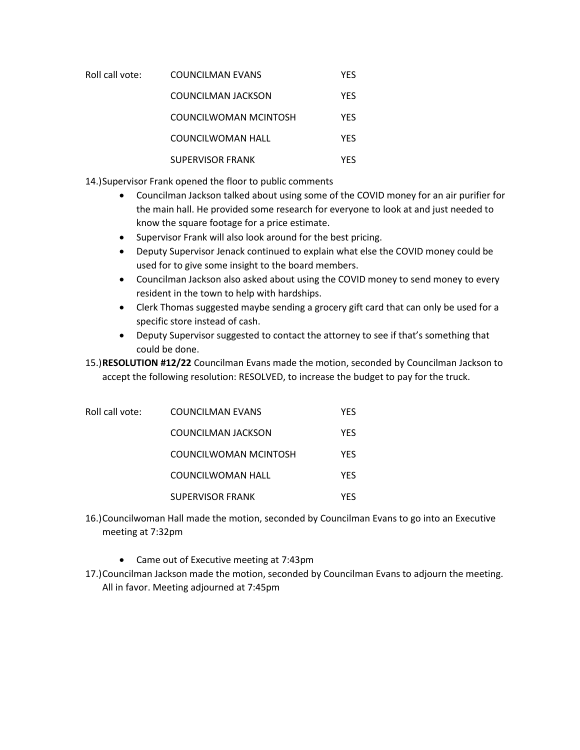| | | |
|---|---|---|
| Roll call vote: | COUNCILMAN EVANS | YES |
| | COUNCILMAN JACKSON | YES |
| | COUNCILWOMAN MCINTOSH | YES |
| | COUNCILWOMAN HALL | YES |
| | SUPERVISOR FRANK | YES |

14.) Supervisor Frank opened the floor to public comments

- Councilman Jackson talked about using some of the COVID money for an air purifier for the main hall. He provided some research for everyone to look at and just needed to know the square footage for a price estimate.
- Supervisor Frank will also look around for the best pricing.
- Deputy Supervisor Jenack continued to explain what else the COVID money could be used for to give some insight to the board members.
- Councilman Jackson also asked about using the COVID money to send money to every resident in the town to help with hardships.
- Clerk Thomas suggested maybe sending a grocery gift card that can only be used for a specific store instead of cash.
- Deputy Supervisor suggested to contact the attorney to see if that's something that could be done.

15.) **RESOLUTION #12/22** Councilman Evans made the motion, seconded by Councilman Jackson to accept the following resolution: RESOLVED, to increase the budget to pay for the truck.

| | | |
|---|---|---|
| Roll call vote: | COUNCILMAN EVANS | YES |
| | COUNCILMAN JACKSON | YES |
| | COUNCILWOMAN MCINTOSH | YES |
| | COUNCILWOMAN HALL | YES |
| | SUPERVISOR FRANK | YES |

16.) Councilwoman Hall made the motion, seconded by Councilman Evans to go into an Executive meeting at 7:32pm

- Came out of Executive meeting at 7:43pm

17.) Councilman Jackson made the motion, seconded by Councilman Evans to adjourn the meeting. All in favor. Meeting adjourned at 7:45pm